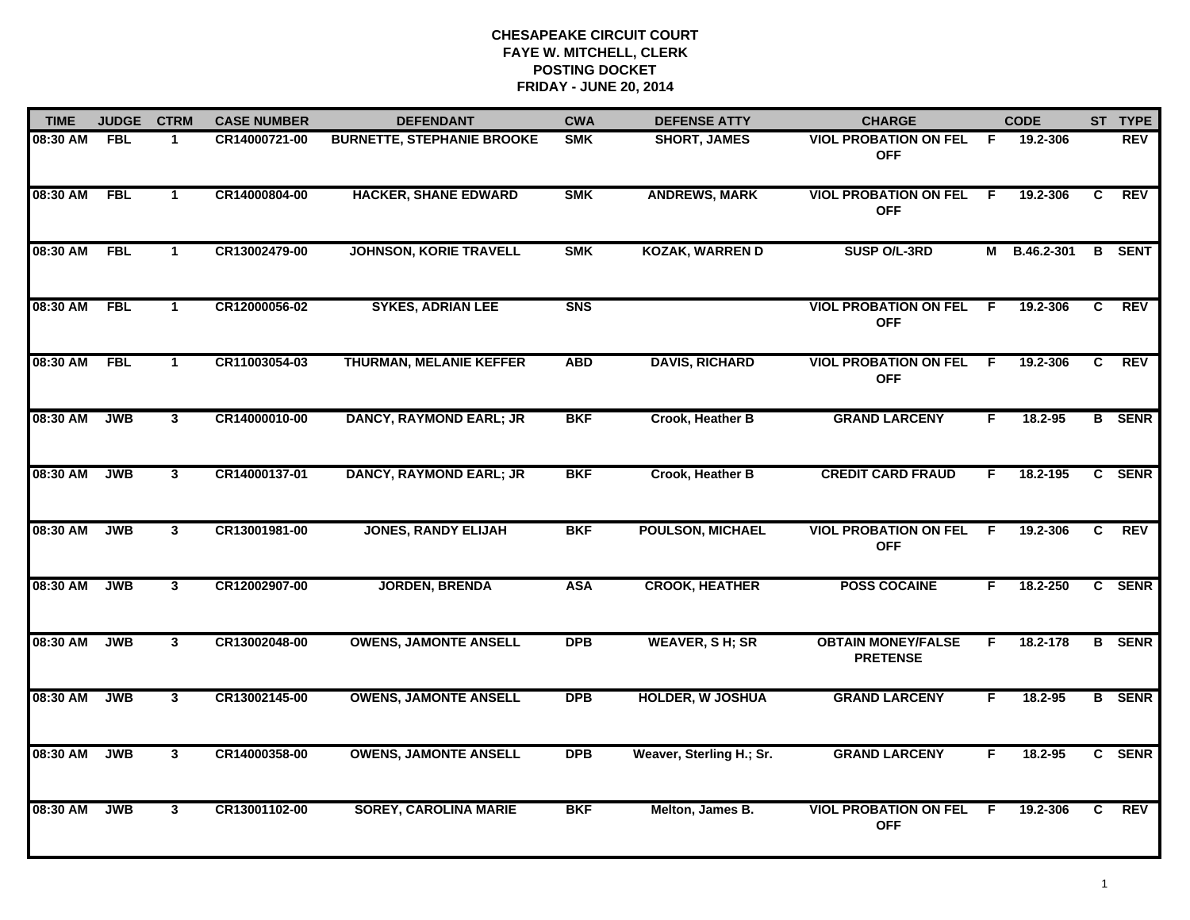# CHESAPEAKE CIRCUIT COURT
## FAYE W. MITCHELL, CLERK
## POSTING DOCKET
## FRIDAY - JUNE 20, 2014

| TIME | JUDGE | CTRM | CASE NUMBER | DEFENDANT | CWA | DEFENSE ATTY | CHARGE | | CODE | ST | TYPE |
|---|---|---|---|---|---|---|---|---|---|---|---|
| 08:30 AM | FBL | 1 | CR14000721-00 | BURNETTE, STEPHANIE BROOKE | SMK | SHORT, JAMES | VIOL PROBATION ON FEL OFF | F | 19.2-306 | | REV |
| 08:30 AM | FBL | 1 | CR14000804-00 | HACKER, SHANE EDWARD | SMK | ANDREWS, MARK | VIOL PROBATION ON FEL OFF | F | 19.2-306 | C | REV |
| 08:30 AM | FBL | 1 | CR13002479-00 | JOHNSON, KORIE TRAVELL | SMK | KOZAK, WARREN D | SUSP O/L-3RD | M | B.46.2-301 | B | SENT |
| 08:30 AM | FBL | 1 | CR12000056-02 | SYKES, ADRIAN LEE | SNS | | VIOL PROBATION ON FEL OFF | F | 19.2-306 | C | REV |
| 08:30 AM | FBL | 1 | CR11003054-03 | THURMAN, MELANIE KEFFER | ABD | DAVIS, RICHARD | VIOL PROBATION ON FEL OFF | F | 19.2-306 | C | REV |
| 08:30 AM | JWB | 3 | CR14000010-00 | DANCY, RAYMOND EARL; JR | BKF | Crook, Heather B | GRAND LARCENY | F | 18.2-95 | B | SENR |
| 08:30 AM | JWB | 3 | CR14000137-01 | DANCY, RAYMOND EARL; JR | BKF | Crook, Heather B | CREDIT CARD FRAUD | F | 18.2-195 | C | SENR |
| 08:30 AM | JWB | 3 | CR13001981-00 | JONES, RANDY ELIJAH | BKF | POULSON, MICHAEL | VIOL PROBATION ON FEL OFF | F | 19.2-306 | C | REV |
| 08:30 AM | JWB | 3 | CR12002907-00 | JORDEN, BRENDA | ASA | CROOK, HEATHER | POSS COCAINE | F | 18.2-250 | C | SENR |
| 08:30 AM | JWB | 3 | CR13002048-00 | OWENS, JAMONTE ANSELL | DPB | WEAVER, S H; SR | OBTAIN MONEY/FALSE PRETENSE | F | 18.2-178 | B | SENR |
| 08:30 AM | JWB | 3 | CR13002145-00 | OWENS, JAMONTE ANSELL | DPB | HOLDER, W JOSHUA | GRAND LARCENY | F | 18.2-95 | B | SENR |
| 08:30 AM | JWB | 3 | CR14000358-00 | OWENS, JAMONTE ANSELL | DPB | Weaver, Sterling H.; Sr. | GRAND LARCENY | F | 18.2-95 | C | SENR |
| 08:30 AM | JWB | 3 | CR13001102-00 | SOREY, CAROLINA MARIE | BKF | Melton, James B. | VIOL PROBATION ON FEL OFF | F | 19.2-306 | C | REV |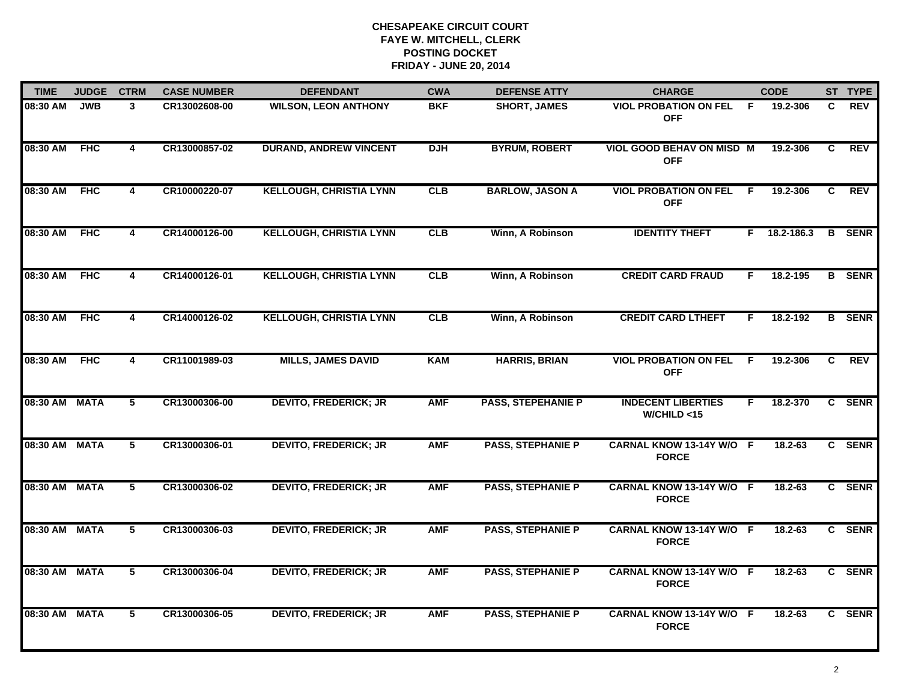**CHESAPEAKE CIRCUIT COURT**
**FAYE W. MITCHELL, CLERK**
**POSTING DOCKET**
**FRIDAY - JUNE 20, 2014**

| TIME | JUDGE | CTRM | CASE NUMBER | DEFENDANT | CWA | DEFENSE ATTY | CHARGE | | CODE | ST | TYPE |
|---|---|---|---|---|---|---|---|---|---|---|---|
| 08:30 AM | JWB | 3 | CR13002608-00 | WILSON, LEON ANTHONY | BKF | SHORT, JAMES | VIOL PROBATION ON FEL OFF | F | 19.2-306 | C | REV |
| 08:30 AM | FHC | 4 | CR13000857-02 | DURAND, ANDREW VINCENT | DJH | BYRUM, ROBERT | VIOL GOOD BEHAV ON MISD OFF | M | 19.2-306 | C | REV |
| 08:30 AM | FHC | 4 | CR10000220-07 | KELLOUGH, CHRISTIA LYNN | CLB | BARLOW, JASON A | VIOL PROBATION ON FEL OFF | F | 19.2-306 | C | REV |
| 08:30 AM | FHC | 4 | CR14000126-00 | KELLOUGH, CHRISTIA LYNN | CLB | Winn, A Robinson | IDENTITY THEFT | F | 18.2-186.3 | B | SENR |
| 08:30 AM | FHC | 4 | CR14000126-01 | KELLOUGH, CHRISTIA LYNN | CLB | Winn, A Robinson | CREDIT CARD FRAUD | F | 18.2-195 | B | SENR |
| 08:30 AM | FHC | 4 | CR14000126-02 | KELLOUGH, CHRISTIA LYNN | CLB | Winn, A Robinson | CREDIT CARD LTHEFT | F | 18.2-192 | B | SENR |
| 08:30 AM | FHC | 4 | CR11001989-03 | MILLS, JAMES DAVID | KAM | HARRIS, BRIAN | VIOL PROBATION ON FEL OFF | F | 19.2-306 | C | REV |
| 08:30 AM | MATA | 5 | CR13000306-00 | DEVITO, FREDERICK; JR | AMF | PASS, STEPEHANIE P | INDECENT LIBERTIES W/CHILD <15 | F | 18.2-370 | C | SENR |
| 08:30 AM | MATA | 5 | CR13000306-01 | DEVITO, FREDERICK; JR | AMF | PASS, STEPHANIE P | CARNAL KNOW 13-14Y W/O FORCE | F | 18.2-63 | C | SENR |
| 08:30 AM | MATA | 5 | CR13000306-02 | DEVITO, FREDERICK; JR | AMF | PASS, STEPHANIE P | CARNAL KNOW 13-14Y W/O FORCE | F | 18.2-63 | C | SENR |
| 08:30 AM | MATA | 5 | CR13000306-03 | DEVITO, FREDERICK; JR | AMF | PASS, STEPHANIE P | CARNAL KNOW 13-14Y W/O FORCE | F | 18.2-63 | C | SENR |
| 08:30 AM | MATA | 5 | CR13000306-04 | DEVITO, FREDERICK; JR | AMF | PASS, STEPHANIE P | CARNAL KNOW 13-14Y W/O FORCE | F | 18.2-63 | C | SENR |
| 08:30 AM | MATA | 5 | CR13000306-05 | DEVITO, FREDERICK; JR | AMF | PASS, STEPHANIE P | CARNAL KNOW 13-14Y W/O FORCE | F | 18.2-63 | C | SENR |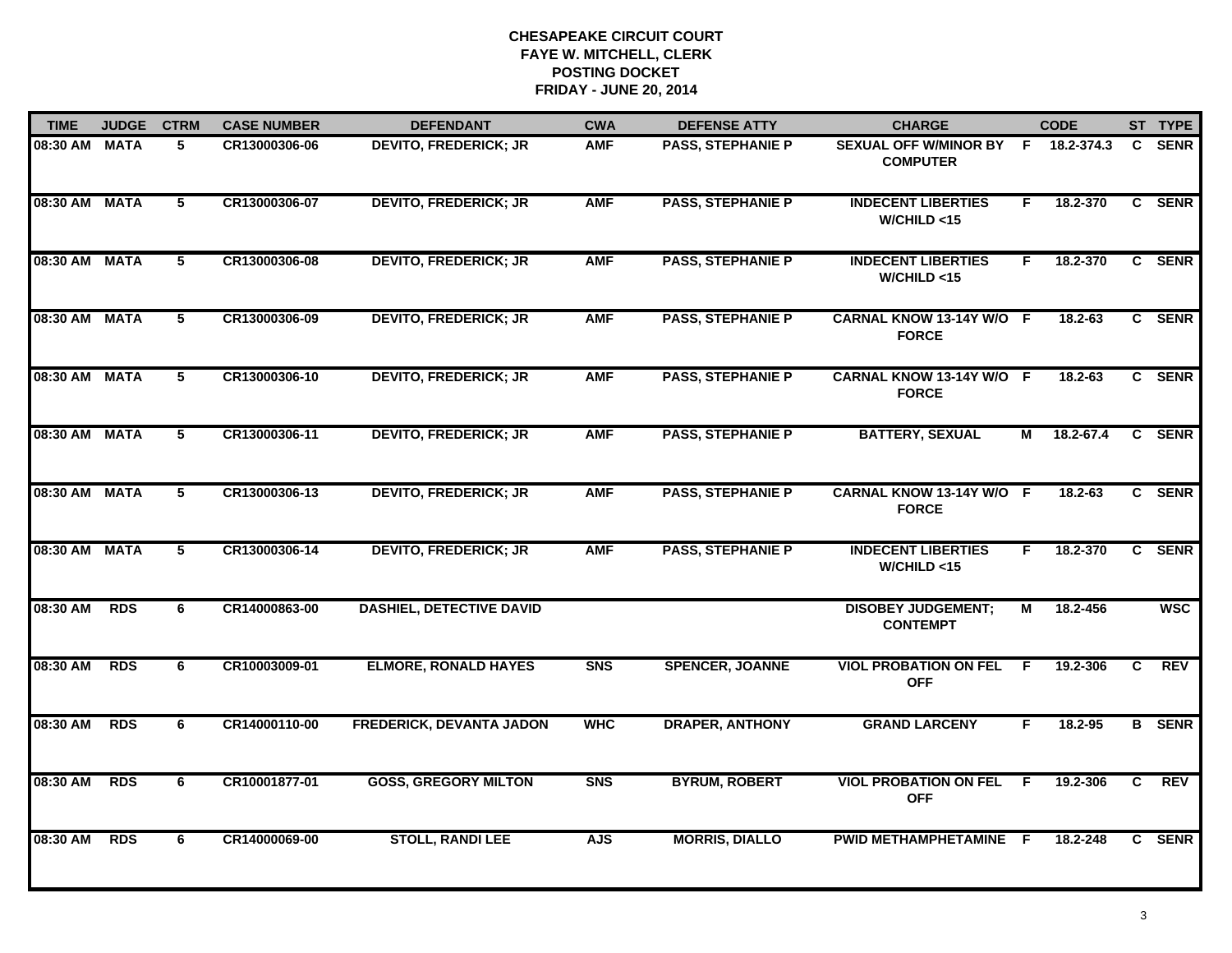# CHESAPEAKE CIRCUIT COURT
## FAYE W. MITCHELL, CLERK
## POSTING DOCKET
## FRIDAY - JUNE 20, 2014

| TIME | JUDGE | CTRM | CASE NUMBER | DEFENDANT | CWA | DEFENSE ATTY | CHARGE | | CODE | ST | TYPE |
|---|---|---|---|---|---|---|---|---|---|---|---|
| 08:30 AM | MATA | 5 | CR13000306-06 | DEVITO, FREDERICK; JR | AMF | PASS, STEPHANIE P | SEXUAL OFF W/MINOR BY COMPUTER | F | 18.2-374.3 | C | SENR |
| 08:30 AM | MATA | 5 | CR13000306-07 | DEVITO, FREDERICK; JR | AMF | PASS, STEPHANIE P | INDECENT LIBERTIES W/CHILD <15 | F | 18.2-370 | C | SENR |
| 08:30 AM | MATA | 5 | CR13000306-08 | DEVITO, FREDERICK; JR | AMF | PASS, STEPHANIE P | INDECENT LIBERTIES W/CHILD <15 | F | 18.2-370 | C | SENR |
| 08:30 AM | MATA | 5 | CR13000306-09 | DEVITO, FREDERICK; JR | AMF | PASS, STEPHANIE P | CARNAL KNOW 13-14Y W/O FORCE | F | 18.2-63 | C | SENR |
| 08:30 AM | MATA | 5 | CR13000306-10 | DEVITO, FREDERICK; JR | AMF | PASS, STEPHANIE P | CARNAL KNOW 13-14Y W/O FORCE | F | 18.2-63 | C | SENR |
| 08:30 AM | MATA | 5 | CR13000306-11 | DEVITO, FREDERICK; JR | AMF | PASS, STEPHANIE P | BATTERY, SEXUAL | M | 18.2-67.4 | C | SENR |
| 08:30 AM | MATA | 5 | CR13000306-13 | DEVITO, FREDERICK; JR | AMF | PASS, STEPHANIE P | CARNAL KNOW 13-14Y W/O FORCE | F | 18.2-63 | C | SENR |
| 08:30 AM | MATA | 5 | CR13000306-14 | DEVITO, FREDERICK; JR | AMF | PASS, STEPHANIE P | INDECENT LIBERTIES W/CHILD <15 | F | 18.2-370 | C | SENR |
| 08:30 AM | RDS | 6 | CR14000863-00 | DASHIEL, DETECTIVE DAVID | | | DISOBEY JUDGEMENT; CONTEMPT | M | 18.2-456 | | WSC |
| 08:30 AM | RDS | 6 | CR10003009-01 | ELMORE, RONALD HAYES | SNS | SPENCER, JOANNE | VIOL PROBATION ON FEL OFF | F | 19.2-306 | C | REV |
| 08:30 AM | RDS | 6 | CR14000110-00 | FREDERICK, DEVANTA JADON | WHC | DRAPER, ANTHONY | GRAND LARCENY | F | 18.2-95 | B | SENR |
| 08:30 AM | RDS | 6 | CR10001877-01 | GOSS, GREGORY MILTON | SNS | BYRUM, ROBERT | VIOL PROBATION ON FEL OFF | F | 19.2-306 | C | REV |
| 08:30 AM | RDS | 6 | CR14000069-00 | STOLL, RANDI LEE | AJS | MORRIS, DIALLO | PWID METHAMPHETAMINE | F | 18.2-248 | C | SENR |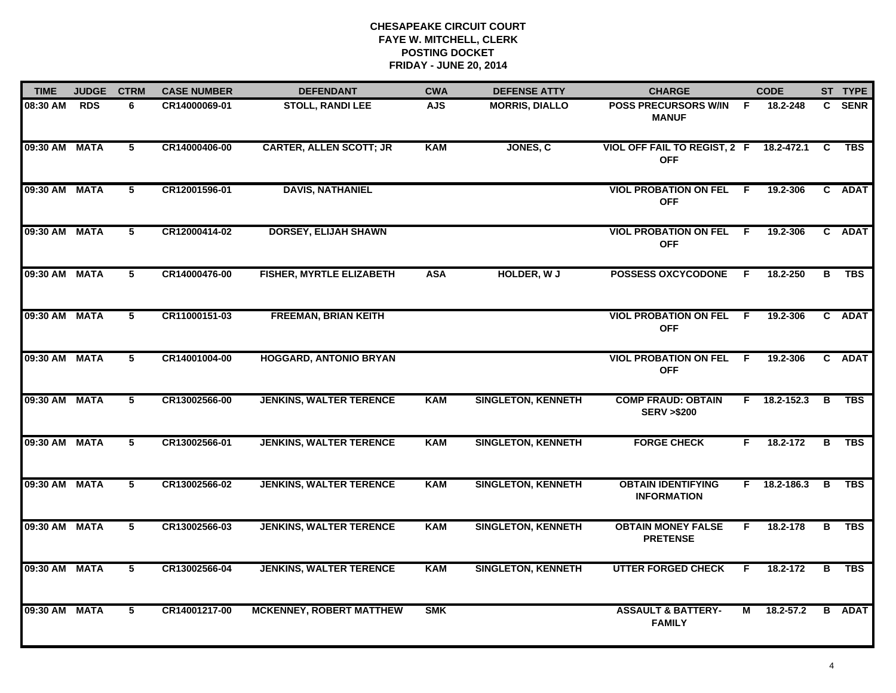# CHESAPEAKE CIRCUIT COURT
## FAYE W. MITCHELL, CLERK
## POSTING DOCKET
## FRIDAY - JUNE 20, 2014

| TIME | JUDGE | CTRM | CASE NUMBER | DEFENDANT | CWA | DEFENSE ATTY | CHARGE | | CODE | ST | TYPE |
|---|---|---|---|---|---|---|---|---|---|---|---|
| 08:30 AM | RDS | 6 | CR14000069-01 | STOLL, RANDI LEE | AJS | MORRIS, DIALLO | POSS PRECURSORS W/IN MANUF | F | 18.2-248 | C | SENR |
| 09:30 AM | MATA | 5 | CR14000406-00 | CARTER, ALLEN SCOTT; JR | KAM | JONES, C | VIOL OFF FAIL TO REGIST, 2 OFF | F | 18.2-472.1 | C | TBS |
| 09:30 AM | MATA | 5 | CR12001596-01 | DAVIS, NATHANIEL | | | VIOL PROBATION ON FEL OFF | F | 19.2-306 | C | ADAT |
| 09:30 AM | MATA | 5 | CR12000414-02 | DORSEY, ELIJAH SHAWN | | | VIOL PROBATION ON FEL OFF | F | 19.2-306 | C | ADAT |
| 09:30 AM | MATA | 5 | CR14000476-00 | FISHER, MYRTLE ELIZABETH | ASA | HOLDER, W J | POSSESS OXCYCODONE | F | 18.2-250 | B | TBS |
| 09:30 AM | MATA | 5 | CR11000151-03 | FREEMAN, BRIAN KEITH | | | VIOL PROBATION ON FEL OFF | F | 19.2-306 | C | ADAT |
| 09:30 AM | MATA | 5 | CR14001004-00 | HOGGARD, ANTONIO BRYAN | | | VIOL PROBATION ON FEL OFF | F | 19.2-306 | C | ADAT |
| 09:30 AM | MATA | 5 | CR13002566-00 | JENKINS, WALTER TERENCE | KAM | SINGLETON, KENNETH | COMP FRAUD: OBTAIN SERV >$200 | F | 18.2-152.3 | B | TBS |
| 09:30 AM | MATA | 5 | CR13002566-01 | JENKINS, WALTER TERENCE | KAM | SINGLETON, KENNETH | FORGE CHECK | F | 18.2-172 | B | TBS |
| 09:30 AM | MATA | 5 | CR13002566-02 | JENKINS, WALTER TERENCE | KAM | SINGLETON, KENNETH | OBTAIN IDENTIFYING INFORMATION | F | 18.2-186.3 | B | TBS |
| 09:30 AM | MATA | 5 | CR13002566-03 | JENKINS, WALTER TERENCE | KAM | SINGLETON, KENNETH | OBTAIN MONEY FALSE PRETENSE | F | 18.2-178 | B | TBS |
| 09:30 AM | MATA | 5 | CR13002566-04 | JENKINS, WALTER TERENCE | KAM | SINGLETON, KENNETH | UTTER FORGED CHECK | F | 18.2-172 | B | TBS |
| 09:30 AM | MATA | 5 | CR14001217-00 | MCKENNEY, ROBERT MATTHEW | SMK | | ASSAULT & BATTERY-FAMILY | M | 18.2-57.2 | B | ADAT |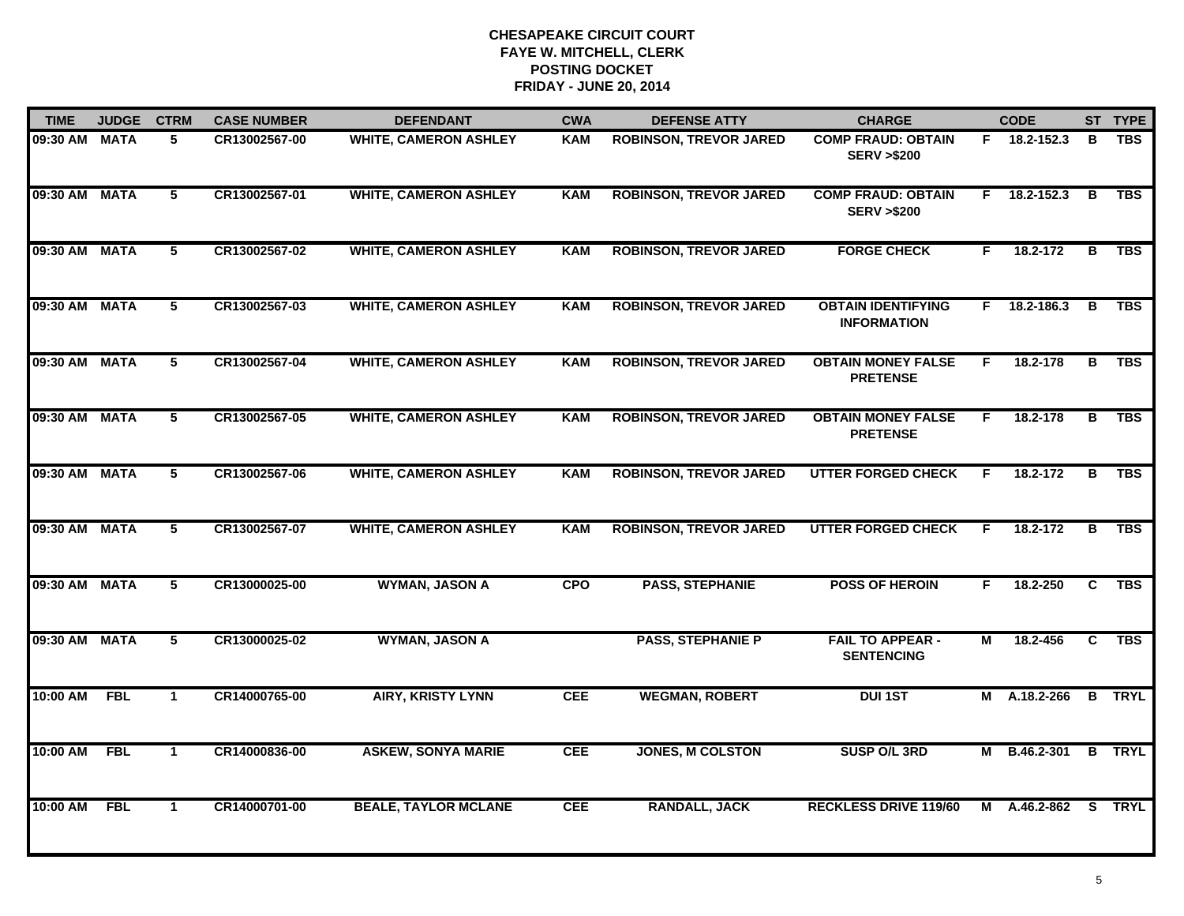**CHESAPEAKE CIRCUIT COURT**
**FAYE W. MITCHELL, CLERK**
**POSTING DOCKET**
**FRIDAY - JUNE 20, 2014**

| TIME | JUDGE | CTRM | CASE NUMBER | DEFENDANT | CWA | DEFENSE ATTY | CHARGE | | CODE | ST | TYPE |
|---|---|---|---|---|---|---|---|---|---|---|---|
| 09:30 AM | MATA | 5 | CR13002567-00 | WHITE, CAMERON ASHLEY | KAM | ROBINSON, TREVOR JARED | COMP FRAUD: OBTAIN SERV >$200 | F | 18.2-152.3 | B | TBS |
| 09:30 AM | MATA | 5 | CR13002567-01 | WHITE, CAMERON ASHLEY | KAM | ROBINSON, TREVOR JARED | COMP FRAUD: OBTAIN SERV >$200 | F | 18.2-152.3 | B | TBS |
| 09:30 AM | MATA | 5 | CR13002567-02 | WHITE, CAMERON ASHLEY | KAM | ROBINSON, TREVOR JARED | FORGE CHECK | F | 18.2-172 | B | TBS |
| 09:30 AM | MATA | 5 | CR13002567-03 | WHITE, CAMERON ASHLEY | KAM | ROBINSON, TREVOR JARED | OBTAIN IDENTIFYING INFORMATION | F | 18.2-186.3 | B | TBS |
| 09:30 AM | MATA | 5 | CR13002567-04 | WHITE, CAMERON ASHLEY | KAM | ROBINSON, TREVOR JARED | OBTAIN MONEY FALSE PRETENSE | F | 18.2-178 | B | TBS |
| 09:30 AM | MATA | 5 | CR13002567-05 | WHITE, CAMERON ASHLEY | KAM | ROBINSON, TREVOR JARED | OBTAIN MONEY FALSE PRETENSE | F | 18.2-178 | B | TBS |
| 09:30 AM | MATA | 5 | CR13002567-06 | WHITE, CAMERON ASHLEY | KAM | ROBINSON, TREVOR JARED | UTTER FORGED CHECK | F | 18.2-172 | B | TBS |
| 09:30 AM | MATA | 5 | CR13002567-07 | WHITE, CAMERON ASHLEY | KAM | ROBINSON, TREVOR JARED | UTTER FORGED CHECK | F | 18.2-172 | B | TBS |
| 09:30 AM | MATA | 5 | CR13000025-00 | WYMAN, JASON A | CPO | PASS, STEPHANIE | POSS OF HEROIN | F | 18.2-250 | C | TBS |
| 09:30 AM | MATA | 5 | CR13000025-02 | WYMAN, JASON A | | PASS, STEPHANIE P | FAIL TO APPEAR - SENTENCING | M | 18.2-456 | C | TBS |
| 10:00 AM | FBL | 1 | CR14000765-00 | AIRY, KRISTY LYNN | CEE | WEGMAN, ROBERT | DUI 1ST | M | A.18.2-266 | B | TRYL |
| 10:00 AM | FBL | 1 | CR14000836-00 | ASKEW, SONYA MARIE | CEE | JONES, M COLSTON | SUSP O/L 3RD | M | B.46.2-301 | B | TRYL |
| 10:00 AM | FBL | 1 | CR14000701-00 | BEALE, TAYLOR MCLANE | CEE | RANDALL, JACK | RECKLESS DRIVE 119/60 | M | A.46.2-862 | S | TRYL |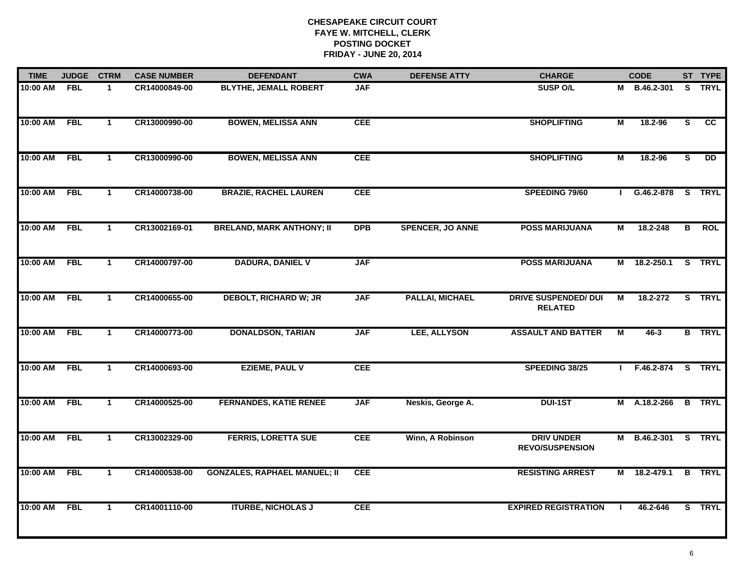# CHESAPEAKE CIRCUIT COURT
## FAYE W. MITCHELL, CLERK
## POSTING DOCKET
## FRIDAY - JUNE 20, 2014

| TIME | JUDGE | CTRM | CASE NUMBER | DEFENDANT | CWA | DEFENSE ATTY | CHARGE | | CODE | ST | TYPE |
|---|---|---|---|---|---|---|---|---|---|---|---|
| 10:00 AM | FBL | 1 | CR14000849-00 | BLYTHE, JEMALL ROBERT | JAF | | SUSP O/L | M | B.46.2-301 | S | TRYL |
| 10:00 AM | FBL | 1 | CR13000990-00 | BOWEN, MELISSA ANN | CEE | | SHOPLIFTING | M | 18.2-96 | S | CC |
| 10:00 AM | FBL | 1 | CR13000990-00 | BOWEN, MELISSA ANN | CEE | | SHOPLIFTING | M | 18.2-96 | S | DD |
| 10:00 AM | FBL | 1 | CR14000738-00 | BRAZIE, RACHEL LAUREN | CEE | | SPEEDING 79/60 | I | G.46.2-878 | S | TRYL |
| 10:00 AM | FBL | 1 | CR13002169-01 | BRELAND, MARK ANTHONY; II | DPB | SPENCER, JO ANNE | POSS MARIJUANA | M | 18.2-248 | B | ROL |
| 10:00 AM | FBL | 1 | CR14000797-00 | DADURA, DANIEL V | JAF | | POSS MARIJUANA | M | 18.2-250.1 | S | TRYL |
| 10:00 AM | FBL | 1 | CR14000655-00 | DEBOLT, RICHARD W; JR | JAF | PALLAI, MICHAEL | DRIVE SUSPENDED/ DUI RELATED | M | 18.2-272 | S | TRYL |
| 10:00 AM | FBL | 1 | CR14000773-00 | DONALDSON, TARIAN | JAF | LEE, ALLYSON | ASSAULT AND BATTER | M | 46-3 | B | TRYL |
| 10:00 AM | FBL | 1 | CR14000693-00 | EZIEME, PAUL V | CEE | | SPEEDING 38/25 | I | F.46.2-874 | S | TRYL |
| 10:00 AM | FBL | 1 | CR14000525-00 | FERNANDES, KATIE RENEE | JAF | Neskis, George A. | DUI-1ST | M | A.18.2-266 | B | TRYL |
| 10:00 AM | FBL | 1 | CR13002329-00 | FERRIS, LORETTA SUE | CEE | Winn, A Robinson | DRIV UNDER REVO/SUSPENSION | M | B.46.2-301 | S | TRYL |
| 10:00 AM | FBL | 1 | CR14000538-00 | GONZALES, RAPHAEL MANUEL; II | CEE | | RESISTING ARREST | M | 18.2-479.1 | B | TRYL |
| 10:00 AM | FBL | 1 | CR14001110-00 | ITURBE, NICHOLAS J | CEE | | EXPIRED REGISTRATION | I | 46.2-646 | S | TRYL |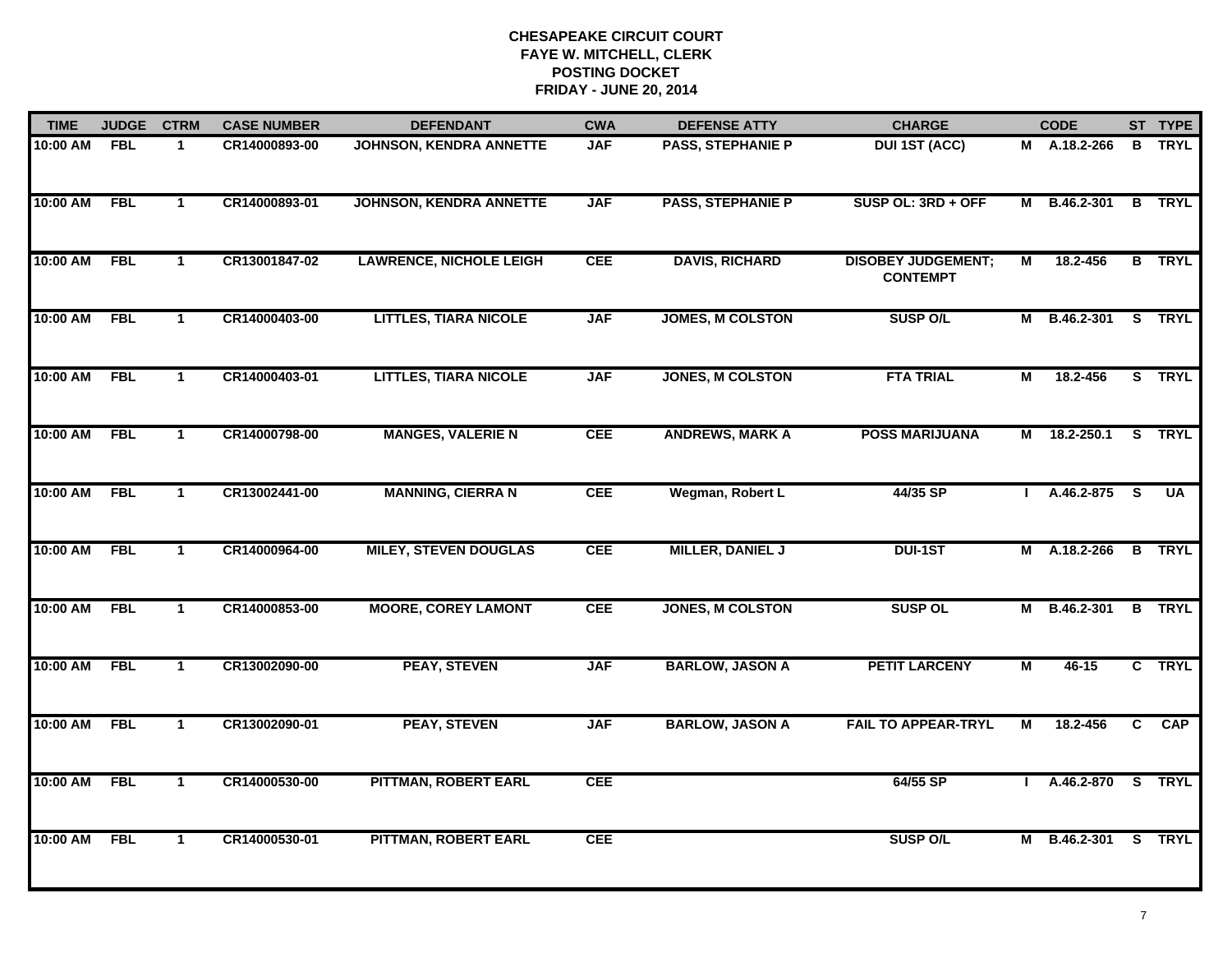# CHESAPEAKE CIRCUIT COURT
## FAYE W. MITCHELL, CLERK
## POSTING DOCKET
## FRIDAY - JUNE 20, 2014

| TIME | JUDGE | CTRM | CASE NUMBER | DEFENDANT | CWA | DEFENSE ATTY | CHARGE | | CODE | ST | TYPE |
|---|---|---|---|---|---|---|---|---|---|---|---|
| 10:00 AM | FBL | 1 | CR14000893-00 | JOHNSON, KENDRA ANNETTE | JAF | PASS, STEPHANIE P | DUI 1ST (ACC) | M | A.18.2-266 | B | TRYL |
| 10:00 AM | FBL | 1 | CR14000893-01 | JOHNSON, KENDRA ANNETTE | JAF | PASS, STEPHANIE P | SUSP OL: 3RD + OFF | M | B.46.2-301 | B | TRYL |
| 10:00 AM | FBL | 1 | CR13001847-02 | LAWRENCE, NICHOLE LEIGH | CEE | DAVIS, RICHARD | DISOBEY JUDGEMENT; CONTEMPT | M | 18.2-456 | B | TRYL |
| 10:00 AM | FBL | 1 | CR14000403-00 | LITTLES, TIARA NICOLE | JAF | JOMES, M COLSTON | SUSP O/L | M | B.46.2-301 | S | TRYL |
| 10:00 AM | FBL | 1 | CR14000403-01 | LITTLES, TIARA NICOLE | JAF | JONES, M COLSTON | FTA TRIAL | M | 18.2-456 | S | TRYL |
| 10:00 AM | FBL | 1 | CR14000798-00 | MANGES, VALERIE N | CEE | ANDREWS, MARK A | POSS MARIJUANA | M | 18.2-250.1 | S | TRYL |
| 10:00 AM | FBL | 1 | CR13002441-00 | MANNING, CIERRA N | CEE | Wegman, Robert L | 44/35 SP | I | A.46.2-875 | S | UA |
| 10:00 AM | FBL | 1 | CR14000964-00 | MILEY, STEVEN DOUGLAS | CEE | MILLER, DANIEL J | DUI-1ST | M | A.18.2-266 | B | TRYL |
| 10:00 AM | FBL | 1 | CR14000853-00 | MOORE, COREY LAMONT | CEE | JONES, M COLSTON | SUSP OL | M | B.46.2-301 | B | TRYL |
| 10:00 AM | FBL | 1 | CR13002090-00 | PEAY, STEVEN | JAF | BARLOW, JASON A | PETIT LARCENY | M | 46-15 | C | TRYL |
| 10:00 AM | FBL | 1 | CR13002090-01 | PEAY, STEVEN | JAF | BARLOW, JASON A | FAIL TO APPEAR-TRYL | M | 18.2-456 | C | CAP |
| 10:00 AM | FBL | 1 | CR14000530-00 | PITTMAN, ROBERT EARL | CEE | | 64/55 SP | I | A.46.2-870 | S | TRYL |
| 10:00 AM | FBL | 1 | CR14000530-01 | PITTMAN, ROBERT EARL | CEE | | SUSP O/L | M | B.46.2-301 | S | TRYL |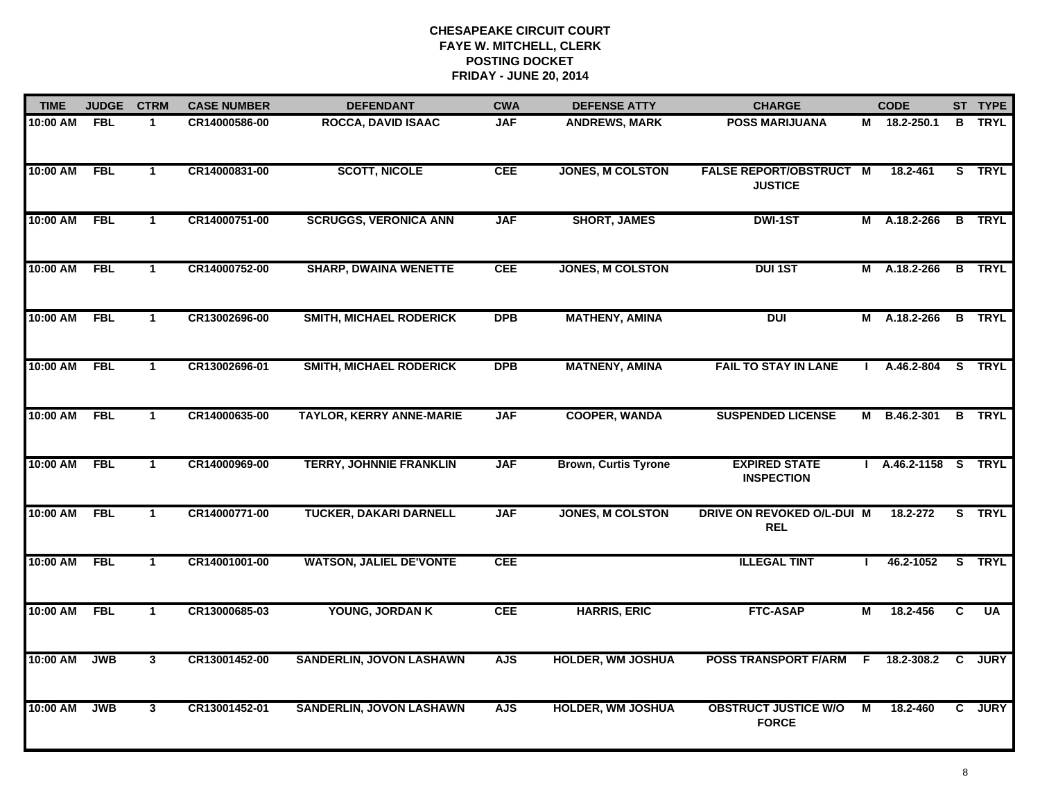# CHESAPEAKE CIRCUIT COURT
## FAYE W. MITCHELL, CLERK
## POSTING DOCKET
## FRIDAY - JUNE 20, 2014

| TIME | JUDGE | CTRM | CASE NUMBER | DEFENDANT | CWA | DEFENSE ATTY | CHARGE | | CODE | ST | TYPE |
|---|---|---|---|---|---|---|---|---|---|---|---|
| 10:00 AM | FBL | 1 | CR14000586-00 | ROCCA, DAVID ISAAC | JAF | ANDREWS, MARK | POSS MARIJUANA | M | 18.2-250.1 | B | TRYL |
| 10:00 AM | FBL | 1 | CR14000831-00 | SCOTT, NICOLE | CEE | JONES, M COLSTON | FALSE REPORT/OBSTRUCT JUSTICE | M | 18.2-461 | S | TRYL |
| 10:00 AM | FBL | 1 | CR14000751-00 | SCRUGGS, VERONICA ANN | JAF | SHORT, JAMES | DWI-1ST | M | A.18.2-266 | B | TRYL |
| 10:00 AM | FBL | 1 | CR14000752-00 | SHARP, DWAINA WENETTE | CEE | JONES, M COLSTON | DUI 1ST | M | A.18.2-266 | B | TRYL |
| 10:00 AM | FBL | 1 | CR13002696-00 | SMITH, MICHAEL RODERICK | DPB | MATHENY, AMINA | DUI | M | A.18.2-266 | B | TRYL |
| 10:00 AM | FBL | 1 | CR13002696-01 | SMITH, MICHAEL RODERICK | DPB | MATNENY, AMINA | FAIL TO STAY IN LANE | I | A.46.2-804 | S | TRYL |
| 10:00 AM | FBL | 1 | CR14000635-00 | TAYLOR, KERRY ANNE-MARIE | JAF | COOPER, WANDA | SUSPENDED LICENSE | M | B.46.2-301 | B | TRYL |
| 10:00 AM | FBL | 1 | CR14000969-00 | TERRY, JOHNNIE FRANKLIN | JAF | Brown, Curtis Tyrone | EXPIRED STATE INSPECTION | I | A.46.2-1158 | S | TRYL |
| 10:00 AM | FBL | 1 | CR14000771-00 | TUCKER, DAKARI DARNELL | JAF | JONES, M COLSTON | DRIVE ON REVOKED O/L-DUI REL | M | 18.2-272 | S | TRYL |
| 10:00 AM | FBL | 1 | CR14001001-00 | WATSON, JALIEL DE'VONTE | CEE | | ILLEGAL TINT | I | 46.2-1052 | S | TRYL |
| 10:00 AM | FBL | 1 | CR13000685-03 | YOUNG, JORDAN K | CEE | HARRIS, ERIC | FTC-ASAP | M | 18.2-456 | C | UA |
| 10:00 AM | JWB | 3 | CR13001452-00 | SANDERLIN, JOVON LASHAWN | AJS | HOLDER, WM JOSHUA | POSS TRANSPORT F/ARM | F | 18.2-308.2 | C | JURY |
| 10:00 AM | JWB | 3 | CR13001452-01 | SANDERLIN, JOVON LASHAWN | AJS | HOLDER, WM JOSHUA | OBSTRUCT JUSTICE W/O FORCE | M | 18.2-460 | C | JURY |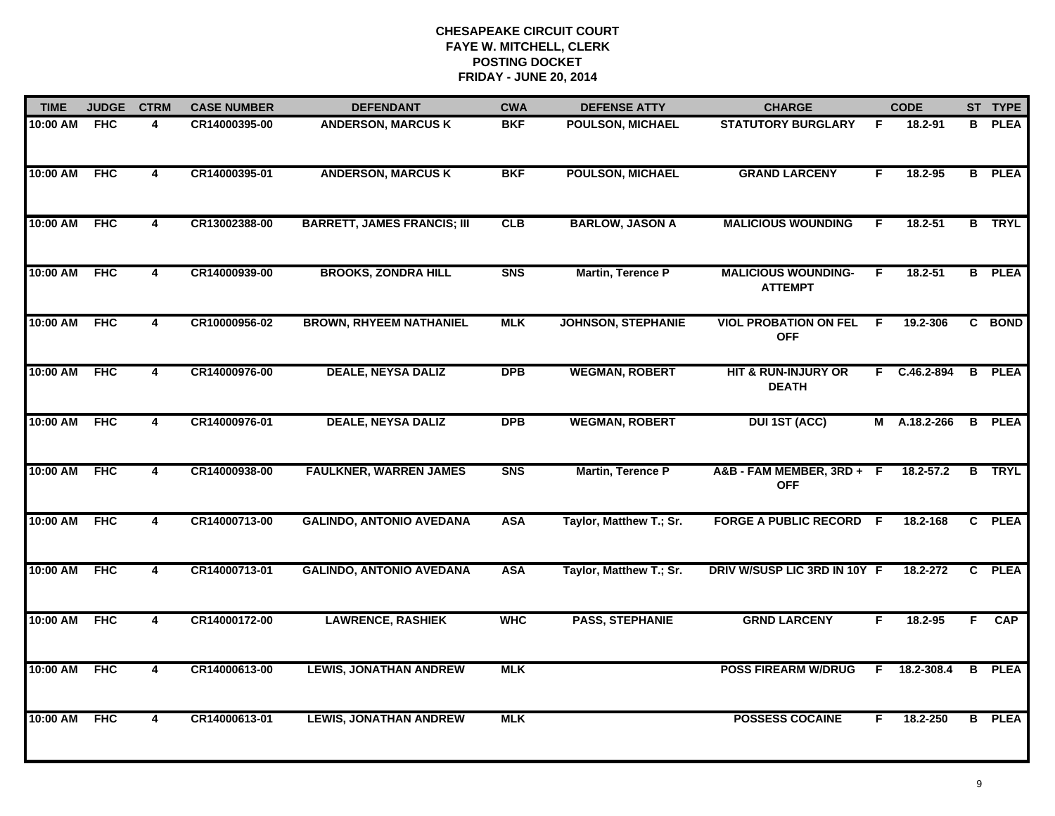# CHESAPEAKE CIRCUIT COURT
## FAYE W. MITCHELL, CLERK
## POSTING DOCKET
## FRIDAY - JUNE 20, 2014

| TIME | JUDGE | CTRM | CASE NUMBER | DEFENDANT | CWA | DEFENSE ATTY | CHARGE | | CODE | ST | TYPE |
|---|---|---|---|---|---|---|---|---|---|---|---|
| 10:00 AM | FHC | 4 | CR14000395-00 | ANDERSON, MARCUS K | BKF | POULSON, MICHAEL | STATUTORY BURGLARY | F | 18.2-91 | B | PLEA |
| 10:00 AM | FHC | 4 | CR14000395-01 | ANDERSON, MARCUS K | BKF | POULSON, MICHAEL | GRAND LARCENY | F | 18.2-95 | B | PLEA |
| 10:00 AM | FHC | 4 | CR13002388-00 | BARRETT, JAMES FRANCIS; III | CLB | BARLOW, JASON A | MALICIOUS WOUNDING | F | 18.2-51 | B | TRYL |
| 10:00 AM | FHC | 4 | CR14000939-00 | BROOKS, ZONDRA HILL | SNS | Martin, Terence P | MALICIOUS WOUNDING-ATTEMPT | F | 18.2-51 | B | PLEA |
| 10:00 AM | FHC | 4 | CR10000956-02 | BROWN, RHYEEM NATHANIEL | MLK | JOHNSON, STEPHANIE | VIOL PROBATION ON FEL OFF | F | 19.2-306 | C | BOND |
| 10:00 AM | FHC | 4 | CR14000976-00 | DEALE, NEYSA DALIZ | DPB | WEGMAN, ROBERT | HIT & RUN-INJURY OR DEATH | F | C.46.2-894 | B | PLEA |
| 10:00 AM | FHC | 4 | CR14000976-01 | DEALE, NEYSA DALIZ | DPB | WEGMAN, ROBERT | DUI 1ST (ACC) | M | A.18.2-266 | B | PLEA |
| 10:00 AM | FHC | 4 | CR14000938-00 | FAULKNER, WARREN JAMES | SNS | Martin, Terence P | A&B - FAM MEMBER, 3RD + OFF | F | 18.2-57.2 | B | TRYL |
| 10:00 AM | FHC | 4 | CR14000713-00 | GALINDO, ANTONIO AVEDANA | ASA | Taylor, Matthew T.; Sr. | FORGE A PUBLIC RECORD | F | 18.2-168 | C | PLEA |
| 10:00 AM | FHC | 4 | CR14000713-01 | GALINDO, ANTONIO AVEDANA | ASA | Taylor, Matthew T.; Sr. | DRIV W/SUSP LIC 3RD IN 10Y | F | 18.2-272 | C | PLEA |
| 10:00 AM | FHC | 4 | CR14000172-00 | LAWRENCE, RASHIEK | WHC | PASS, STEPHANIE | GRND LARCENY | F | 18.2-95 | F | CAP |
| 10:00 AM | FHC | 4 | CR14000613-00 | LEWIS, JONATHAN ANDREW | MLK | | POSS FIREARM W/DRUG | F | 18.2-308.4 | B | PLEA |
| 10:00 AM | FHC | 4 | CR14000613-01 | LEWIS, JONATHAN ANDREW | MLK | | POSSESS COCAINE | F | 18.2-250 | B | PLEA |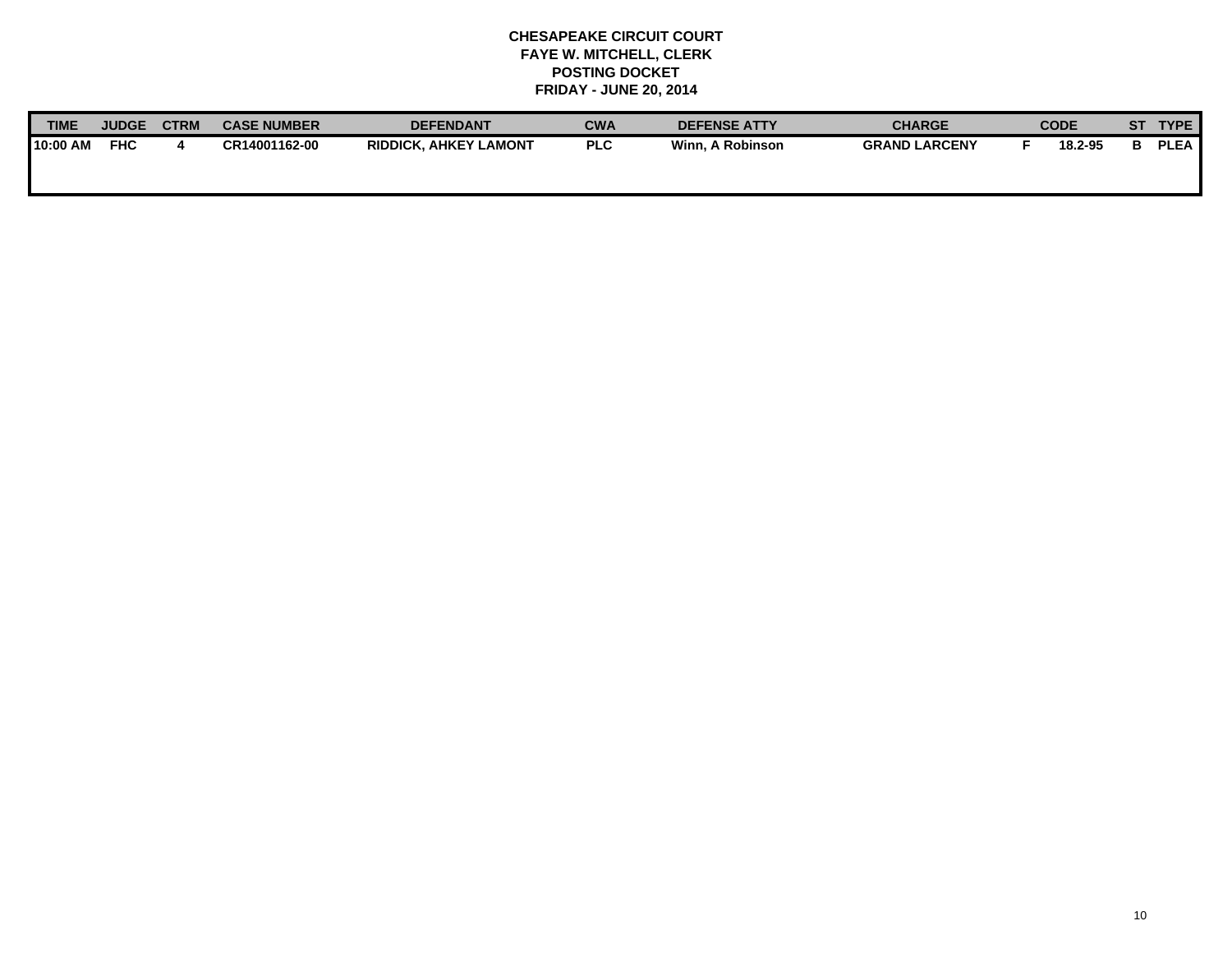**CHESAPEAKE CIRCUIT COURT**
**FAYE W. MITCHELL, CLERK**
**POSTING DOCKET**
**FRIDAY - JUNE 20, 2014**

| TIME | JUDGE | CTRM | CASE NUMBER | DEFENDANT | CWA | DEFENSE ATTY | CHARGE | | CODE | ST | TYPE |
|---|---|---|---|---|---|---|---|---|---|---|---|
| 10:00 AM | FHC | 4 | CR14001162-00 | RIDDICK, AHKEY LAMONT | PLC | Winn, A Robinson | GRAND LARCENY | F | 18.2-95 | B | PLEA |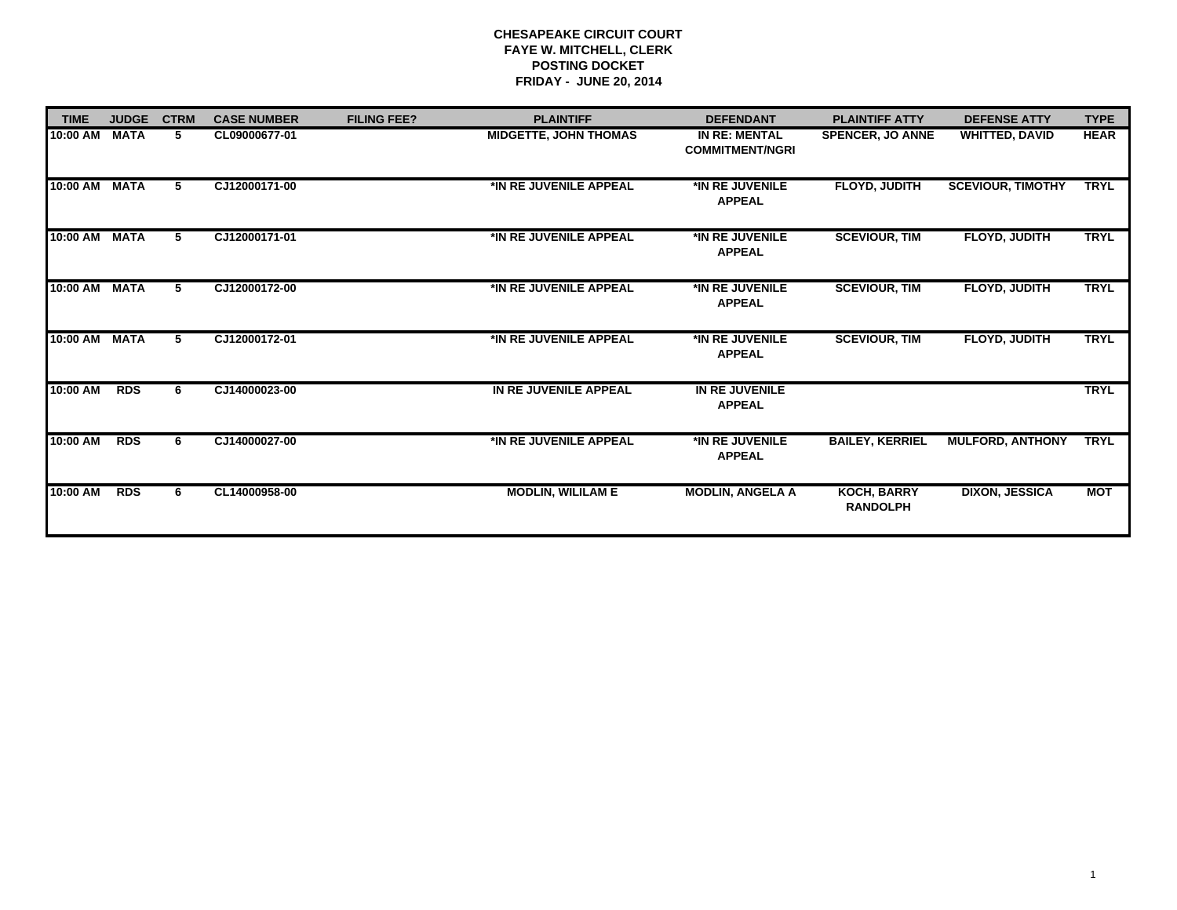**CHESAPEAKE CIRCUIT COURT**
**FAYE W. MITCHELL, CLERK**
**POSTING DOCKET**
**FRIDAY - JUNE 20, 2014**

| TIME | JUDGE | CTRM | CASE NUMBER | FILING FEE? | PLAINTIFF | DEFENDANT | PLAINTIFF ATTY | DEFENSE ATTY | TYPE |
|---|---|---|---|---|---|---|---|---|---|
| 10:00 AM | MATA | 5 | CL09000677-01 | | MIDGETTE, JOHN THOMAS | IN RE: MENTAL COMMITMENT/NGRI | SPENCER, JO ANNE | WHITTED, DAVID | HEAR |
| 10:00 AM | MATA | 5 | CJ12000171-00 | | *IN RE JUVENILE APPEAL | *IN RE JUVENILE APPEAL | FLOYD, JUDITH | SCEVIOUR, TIMOTHY | TRYL |
| 10:00 AM | MATA | 5 | CJ12000171-01 | | *IN RE JUVENILE APPEAL | *IN RE JUVENILE APPEAL | SCEVIOUR, TIM | FLOYD, JUDITH | TRYL |
| 10:00 AM | MATA | 5 | CJ12000172-00 | | *IN RE JUVENILE APPEAL | *IN RE JUVENILE APPEAL | SCEVIOUR, TIM | FLOYD, JUDITH | TRYL |
| 10:00 AM | MATA | 5 | CJ12000172-01 | | *IN RE JUVENILE APPEAL | *IN RE JUVENILE APPEAL | SCEVIOUR, TIM | FLOYD, JUDITH | TRYL |
| 10:00 AM | RDS | 6 | CJ14000023-00 | | IN RE JUVENILE APPEAL | IN RE JUVENILE APPEAL | | | TRYL |
| 10:00 AM | RDS | 6 | CJ14000027-00 | | *IN RE JUVENILE APPEAL | *IN RE JUVENILE APPEAL | BAILEY, KERRIEL | MULFORD, ANTHONY | TRYL |
| 10:00 AM | RDS | 6 | CL14000958-00 | | MODLIN, WILILAM E | MODLIN, ANGELA A | KOCH, BARRY RANDOLPH | DIXON, JESSICA | MOT |